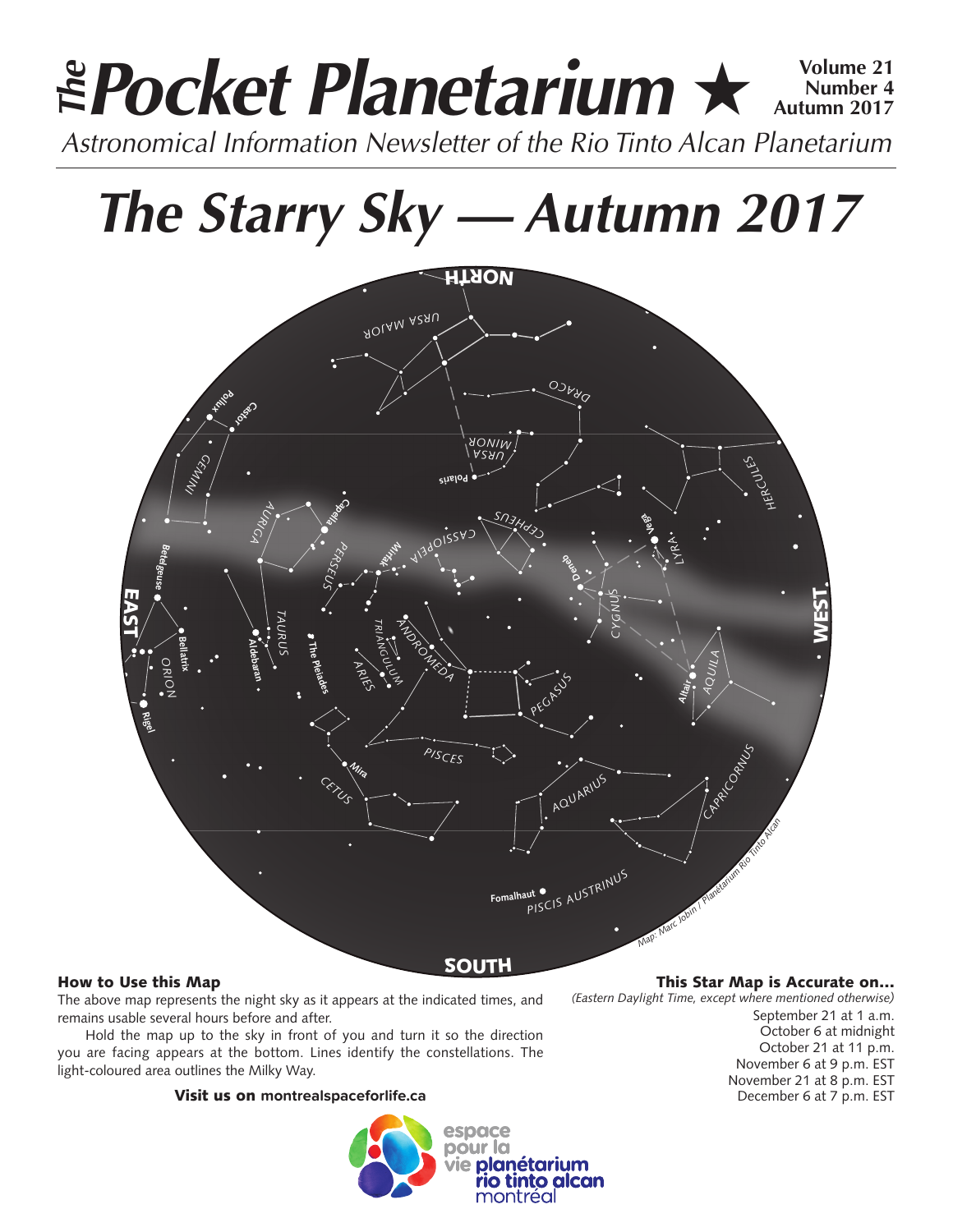# *The* Pocket Planetarium ★

**Volume 21**
**Number 4**
**Autumn 2017**

*Astronomical Information Newsletter of the Rio Tinto Alcan Planetarium*

# *The Starry Sky — Autumn 2017*

### How to Use this Map

The above map represents the night sky as it appears at the indicated times, and remains usable several hours before and after.

Hold the map up to the sky in front of you and turn it so the direction you are facing appears at the bottom. Lines identify the constellations. The light-coloured area outlines the Milky Way.

**Visit us on montrealspaceforlife.ca**

### This Star Map is Accurate on...

*(Eastern Daylight Time, except where mentioned otherwise)*

September 21 at 1 a.m.
October 6 at midnight
October 21 at 11 p.m.
November 6 at 9 p.m. EST
November 21 at 8 p.m. EST
December 6 at 7 p.m. EST

espace pour la vie planétarium rio tinto alcan montréal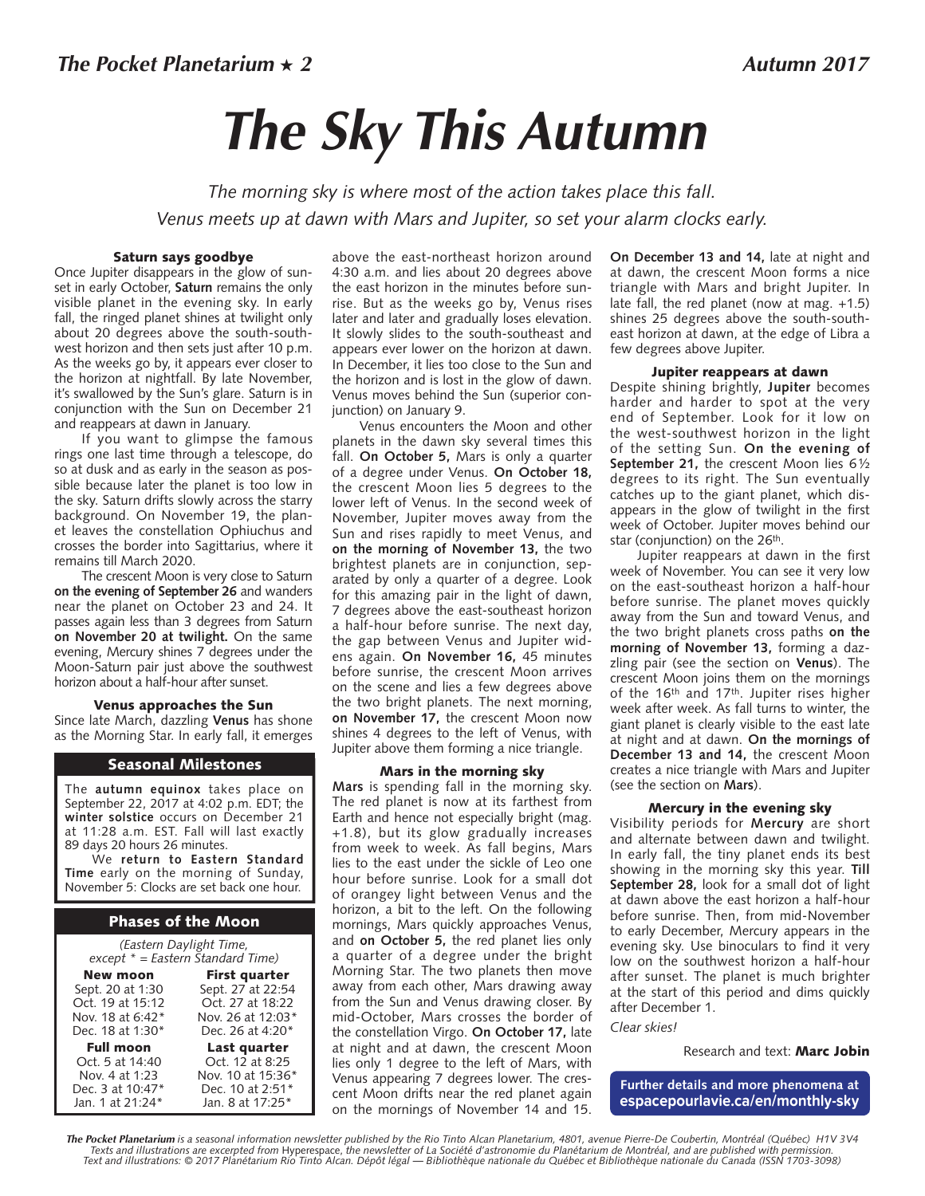# The Sky This Autumn

*The morning sky is where most of the action takes place this fall. Venus meets up at dawn with Mars and Jupiter, so set your alarm clocks early.*

### Saturn says goodbye

Once Jupiter disappears in the glow of sunset in early October, **Saturn** remains the only visible planet in the evening sky. In early fall, the ringed planet shines at twilight only about 20 degrees above the south-southwest horizon and then sets just after 10 p.m. As the weeks go by, it appears ever closer to the horizon at nightfall. By late November, it's swallowed by the Sun's glare. Saturn is in conjunction with the Sun on December 21 and reappears at dawn in January.

If you want to glimpse the famous rings one last time through a telescope, do so at dusk and as early in the season as possible because later the planet is too low in the sky. Saturn drifts slowly across the starry background. On November 19, the planet leaves the constellation Ophiuchus and crosses the border into Sagittarius, where it remains till March 2020.

The crescent Moon is very close to Saturn **on the evening of September 26** and wanders near the planet on October 23 and 24. It passes again less than 3 degrees from Saturn **on November 20 at twilight.** On the same evening, Mercury shines 7 degrees under the Moon-Saturn pair just above the southwest horizon about a half-hour after sunset.

### Venus approaches the Sun

Since late March, dazzling **Venus** has shone as the Morning Star. In early fall, it emerges above the east-northeast horizon around 4:30 a.m. and lies about 20 degrees above the east horizon in the minutes before sunrise. But as the weeks go by, Venus rises later and later and gradually loses elevation. It slowly slides to the south-southeast and appears ever lower on the horizon at dawn. In December, it lies too close to the Sun and the horizon and is lost in the glow of dawn. Venus moves behind the Sun (superior conjunction) on January 9.

Venus encounters the Moon and other planets in the dawn sky several times this fall. **On October 5,** Mars is only a quarter of a degree under Venus. **On October 18,** the crescent Moon lies 5 degrees to the lower left of Venus. In the second week of November, Jupiter moves away from the Sun and rises rapidly to meet Venus, and **on the morning of November 13,** the two brightest planets are in conjunction, separated by only a quarter of a degree. Look for this amazing pair in the light of dawn, 7 degrees above the east-southeast horizon a half-hour before sunrise. The next day, the gap between Venus and Jupiter widens again. **On November 16,** 45 minutes before sunrise, the crescent Moon arrives on the scene and lies a few degrees above the two bright planets. The next morning, **on November 17,** the crescent Moon now shines 4 degrees to the left of Venus, with Jupiter above them forming a nice triangle.

### Mars in the morning sky

**Mars** is spending fall in the morning sky. The red planet is now at its farthest from Earth and hence not especially bright (mag. +1.8), but its glow gradually increases from week to week. As fall begins, Mars lies to the east under the sickle of Leo one hour before sunrise. Look for a small dot of orangey light between Venus and the horizon, a bit to the left. On the following mornings, Mars quickly approaches Venus, and **on October 5,** the red planet lies only a quarter of a degree under the bright Morning Star. The two planets then move away from each other, Mars drawing away from the Sun and Venus drawing closer. By mid-October, Mars crosses the border of the constellation Virgo. **On October 17,** late at night and at dawn, the crescent Moon lies only 1 degree to the left of Mars, with Venus appearing 7 degrees lower. The crescent Moon drifts near the red planet again on the mornings of November 14 and 15. **On December 13 and 14,** late at night and at dawn, the crescent Moon forms a nice triangle with Mars and bright Jupiter. In late fall, the red planet (now at mag. +1.5) shines 25 degrees above the south-southeast horizon at dawn, at the edge of Libra a few degrees above Jupiter.

### Jupiter reappears at dawn

Despite shining brightly, **Jupiter** becomes harder and harder to spot at the very end of September. Look for it low on the west-southwest horizon in the light of the setting Sun. **On the evening of September 21,** the crescent Moon lies 6½ degrees to its right. The Sun eventually catches up to the giant planet, which disappears in the glow of twilight in the first week of October. Jupiter moves behind our star (conjunction) on the 26th.

Jupiter reappears at dawn in the first week of November. You can see it very low on the east-southeast horizon a half-hour before sunrise. The planet moves quickly away from the Sun and toward Venus, and the two bright planets cross paths **on the morning of November 13,** forming a dazzling pair (see the section on **Venus**). The crescent Moon joins them on the mornings of the 16th and 17th. Jupiter rises higher week after week. As fall turns to winter, the giant planet is clearly visible to the east late at night and at dawn. **On the mornings of December 13 and 14,** the crescent Moon creates a nice triangle with Mars and Jupiter (see the section on **Mars**).

### Mercury in the evening sky

Visibility periods for **Mercury** are short and alternate between dawn and twilight. In early fall, the tiny planet ends its best showing in the morning sky this year. **Till September 28,** look for a small dot of light at dawn above the east horizon a half-hour before sunrise. Then, from mid-November to early December, Mercury appears in the evening sky. Use binoculars to find it very low on the southwest horizon a half-hour after sunset. The planet is much brighter at the start of this period and dims quickly after December 1.

*Clear skies!*

Research and text: **Marc Jobin**

**Further details and more phenomena at espacepourlavie.ca/en/monthly-sky**

### Seasonal Milestones

The **autumn equinox** takes place on September 22, 2017 at 4:02 p.m. EDT; the **winter solstice** occurs on December 21 at 11:28 a.m. EST. Fall will last exactly 89 days 20 hours 26 minutes.

We **return to Eastern Standard Time** early on the morning of Sunday, November 5: Clocks are set back one hour.

### Phases of the Moon

*(Eastern Daylight Time, except * = Eastern Standard Time)*

| New moon | First quarter |
|---|---|
| Sept. 20 at 1:30 | Sept. 27 at 22:54 |
| Oct. 19 at 15:12 | Oct. 27 at 18:22 |
| Nov. 18 at 6:42* | Nov. 26 at 12:03* |
| Dec. 18 at 1:30* | Dec. 26 at 4:20* |
| **Full moon** | **Last quarter** |
| Oct. 5 at 14:40 | Oct. 12 at 8:25 |
| Nov. 4 at 1:23 | Nov. 10 at 15:36* |
| Dec. 3 at 10:47* | Dec. 10 at 2:51* |
| Jan. 1 at 21:24* | Jan. 8 at 17:25* |

*The Pocket Planetarium is a seasonal information newsletter published by the Rio Tinto Alcan Planetarium, 4801, avenue Pierre-De Coubertin, Montréal (Québec) H1V 3V4*
*Texts and illustrations are excerpted from Hyperespace, the newsletter of La Société d'astronomie du Planétarium de Montréal, and are published with permission.*
*Text and illustrations: © 2017 Planétarium Rio Tinto Alcan. Dépôt légal — Bibliothèque nationale du Québec et Bibliothèque nationale du Canada (ISSN 1703-3098)*